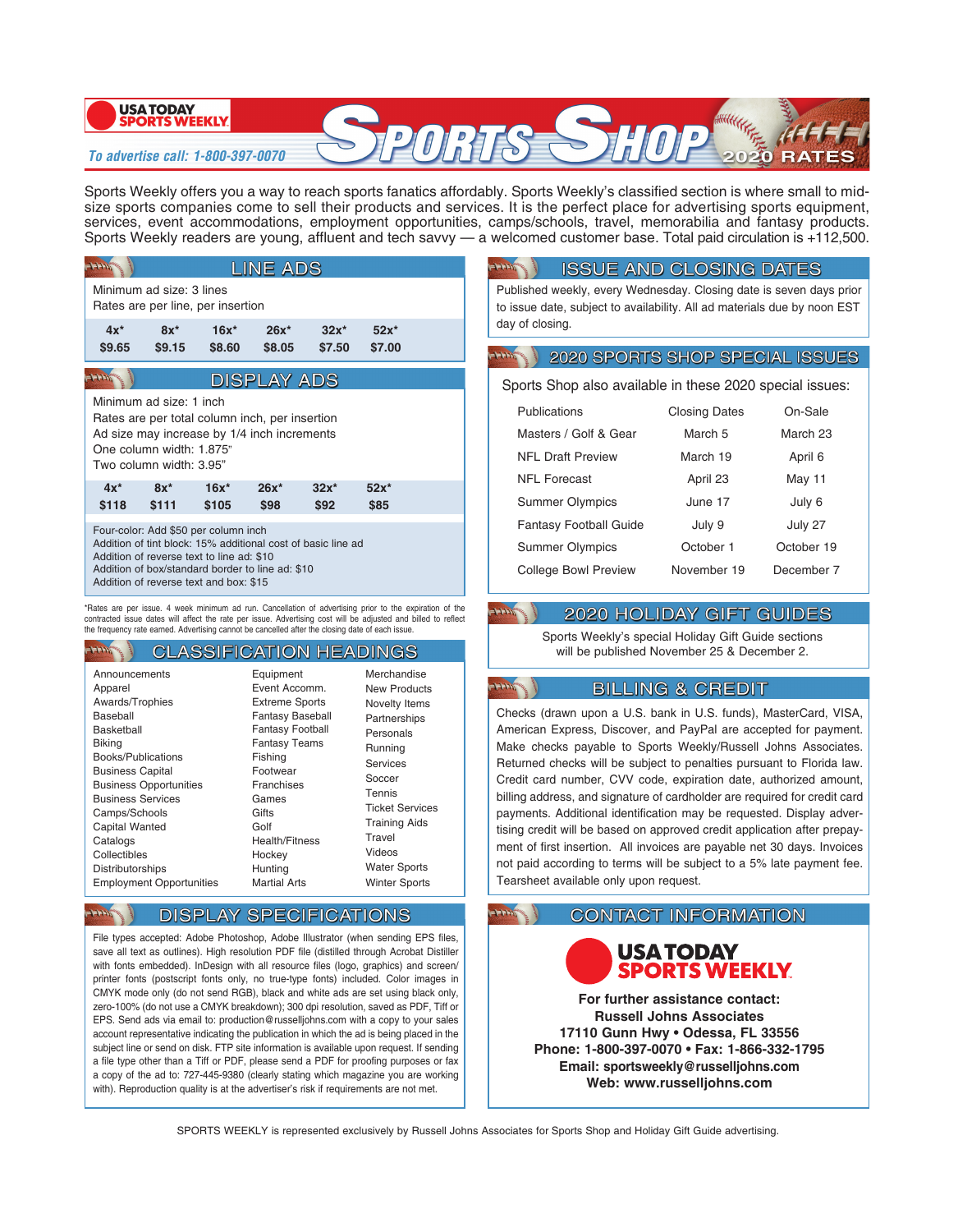# USA TODAY SPORTS WEEKLY — SPORTS SHOP 2020 RATES

*To advertise call: 1-800-397-0070*

Sports Weekly offers you a way to reach sports fanatics affordably. Sports Weekly's classified section is where small to mid-size sports companies come to sell their products and services. It is the perfect place for advertising sports equipment, services, event accommodations, employment opportunities, camps/schools, travel, memorabilia and fantasy products. Sports Weekly readers are young, affluent and tech savvy — a welcomed customer base. Total paid circulation is +112,500.

## LINE ADS

Minimum ad size: 3 lines
Rates are per line, per insertion

| 4x* | 8x* | 16x* | 26x* | 32x* | 52x* |
|---|---|---|---|---|---|
| $9.65 | $9.15 | $8.60 | $8.05 | $7.50 | $7.00 |

## DISPLAY ADS

Minimum ad size: 1 inch
Rates are per total column inch, per insertion
Ad size may increase by 1/4 inch increments
One column width: 1.875"
Two column width: 3.95"

| 4x* | 8x* | 16x* | 26x* | 32x* | 52x* |
|---|---|---|---|---|---|
| $118 | $111 | $105 | $98 | $92 | $85 |

Four-color: Add $50 per column inch
Addition of tint block: 15% additional cost of basic line ad
Addition of reverse text to line ad: $10
Addition of box/standard border to line ad: $10
Addition of reverse text and box: $15

*Rates are per issue. 4 week minimum ad run. Cancellation of advertising prior to the expiration of the contracted issue dates will affect the rate per issue. Advertising cost will be adjusted and billed to reflect the frequency rate earned. Advertising cannot be cancelled after the closing date of each issue.

## CLASSIFICATION HEADINGS

- Announcements
- Apparel
- Awards/Trophies
- Baseball
- Basketball
- Biking
- Books/Publications
- Business Capital
- Business Opportunities
- Business Services
- Camps/Schools
- Capital Wanted
- Catalogs
- Collectibles
- Distributorships
- Employment Opportunities
- Equipment
- Event Accomm.
- Extreme Sports
- Fantasy Baseball
- Fantasy Football
- Fantasy Teams
- Fishing
- Footwear
- Franchises
- Games
- Gifts
- Golf
- Health/Fitness
- Hockey
- Hunting
- Martial Arts
- Merchandise
- New Products
- Novelty Items
- Partnerships
- Personals
- Running
- Services
- Soccer
- Tennis
- Ticket Services
- Training Aids
- Travel
- Videos
- Water Sports
- Winter Sports

## DISPLAY SPECIFICATIONS

File types accepted: Adobe Photoshop, Adobe Illustrator (when sending EPS files, save all text as outlines). High resolution PDF file (distilled through Acrobat Distiller with fonts embedded). InDesign with all resource files (logo, graphics) and screen/printer fonts (postscript fonts only, no true-type fonts) included. Color images in CMYK mode only (do not send RGB), black and white ads are set using black only, zero-100% (do not use a CMYK breakdown); 300 dpi resolution, saved as PDF, Tiff or EPS. Send ads via email to: production@russelljohns.com with a copy to your sales account representative indicating the publication in which the ad is being placed in the subject line or send on disk. FTP site information is available upon request. If sending a file type other than a Tiff or PDF, please send a PDF for proofing purposes or fax a copy of the ad to: 727-445-9380 (clearly stating which magazine you are working with). Reproduction quality is at the advertiser's risk if requirements are not met.

## ISSUE AND CLOSING DATES

Published weekly, every Wednesday. Closing date is seven days prior to issue date, subject to availability. All ad materials due by noon EST day of closing.

## 2020 SPORTS SHOP SPECIAL ISSUES

Sports Shop also available in these 2020 special issues:

| Publications | Closing Dates | On-Sale |
|---|---|---|
| Masters / Golf & Gear | March 5 | March 23 |
| NFL Draft Preview | March 19 | April 6 |
| NFL Forecast | April 23 | May 11 |
| Summer Olympics | June 17 | July 6 |
| Fantasy Football Guide | July 9 | July 27 |
| Summer Olympics | October 1 | October 19 |
| College Bowl Preview | November 19 | December 7 |

## 2020 HOLIDAY GIFT GUIDES

Sports Weekly's special Holiday Gift Guide sections will be published November 25 & December 2.

## BILLING & CREDIT

Checks (drawn upon a U.S. bank in U.S. funds), MasterCard, VISA, American Express, Discover, and PayPal are accepted for payment. Make checks payable to Sports Weekly/Russell Johns Associates. Returned checks will be subject to penalties pursuant to Florida law. Credit card number, CVV code, expiration date, authorized amount, billing address, and signature of cardholder are required for credit card payments. Additional information may be requested. Display advertising credit will be based on approved credit application after prepayment of first insertion. All invoices are payable net 30 days. Invoices not paid according to terms will be subject to a 5% late payment fee. Tearsheet available only upon request.

## CONTACT INFORMATION

USA TODAY SPORTS WEEKLY

**For further assistance contact:**
**Russell Johns Associates**
**17110 Gunn Hwy • Odessa, FL 33556**
**Phone: 1-800-397-0070 • Fax: 1-866-332-1795**
**Email: sportsweekly@russelljohns.com**
**Web: www.russelljohns.com**

SPORTS WEEKLY is represented exclusively by Russell Johns Associates for Sports Shop and Holiday Gift Guide advertising.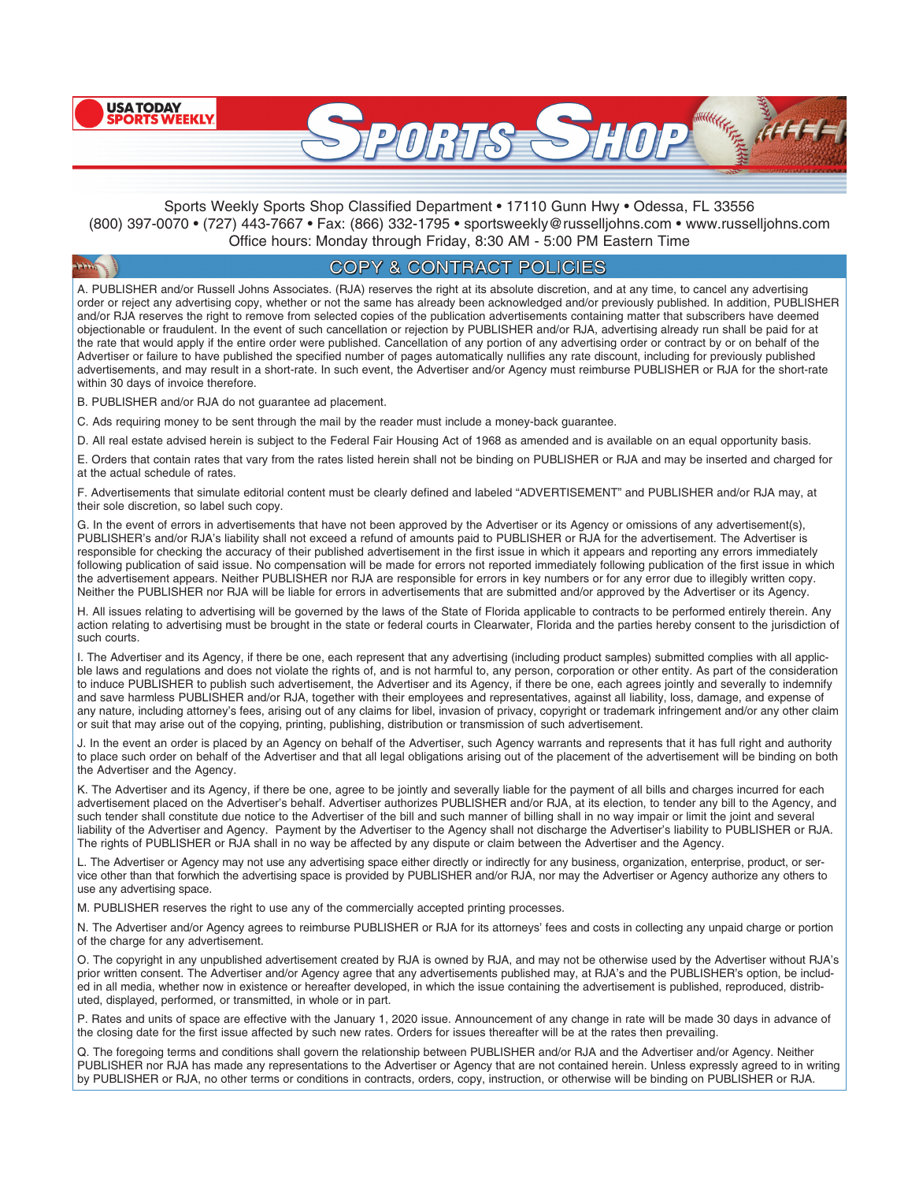USA TODAY SPORTS WEEKLY

# SPORTS SHOP

Sports Weekly Sports Shop Classified Department • 17110 Gunn Hwy • Odessa, FL 33556
(800) 397-0070 • (727) 443-7667 • Fax: (866) 332-1795 • sportsweekly@russelljohns.com • www.russelljohns.com
Office hours: Monday through Friday, 8:30 AM - 5:00 PM Eastern Time

## COPY & CONTRACT POLICIES

A. PUBLISHER and/or Russell Johns Associates. (RJA) reserves the right at its absolute discretion, and at any time, to cancel any advertising order or reject any advertising copy, whether or not the same has already been acknowledged and/or previously published. In addition, PUBLISHER and/or RJA reserves the right to remove from selected copies of the publication advertisements containing matter that subscribers have deemed objectionable or fraudulent. In the event of such cancellation or rejection by PUBLISHER and/or RJA, advertising already run shall be paid for at the rate that would apply if the entire order were published. Cancellation of any portion of any advertising order or contract by or on behalf of the Advertiser or failure to have published the specified number of pages automatically nullifies any rate discount, including for previously published advertisements, and may result in a short-rate. In such event, the Advertiser and/or Agency must reimburse PUBLISHER or RJA for the short-rate within 30 days of invoice therefore.

B. PUBLISHER and/or RJA do not guarantee ad placement.

C. Ads requiring money to be sent through the mail by the reader must include a money-back guarantee.

D. All real estate advised herein is subject to the Federal Fair Housing Act of 1968 as amended and is available on an equal opportunity basis.

E. Orders that contain rates that vary from the rates listed herein shall not be binding on PUBLISHER or RJA and may be inserted and charged for at the actual schedule of rates.

F. Advertisements that simulate editorial content must be clearly defined and labeled "ADVERTISEMENT" and PUBLISHER and/or RJA may, at their sole discretion, so label such copy.

G. In the event of errors in advertisements that have not been approved by the Advertiser or its Agency or omissions of any advertisement(s), PUBLISHER's and/or RJA's liability shall not exceed a refund of amounts paid to PUBLISHER or RJA for the advertisement. The Advertiser is responsible for checking the accuracy of their published advertisement in the first issue in which it appears and reporting any errors immediately following publication of said issue. No compensation will be made for errors not reported immediately following publication of the first issue in which the advertisement appears. Neither PUBLISHER nor RJA are responsible for errors in key numbers or for any error due to illegibly written copy. Neither the PUBLISHER nor RJA will be liable for errors in advertisements that are submitted and/or approved by the Advertiser or its Agency.

H. All issues relating to advertising will be governed by the laws of the State of Florida applicable to contracts to be performed entirely therein. Any action relating to advertising must be brought in the state or federal courts in Clearwater, Florida and the parties hereby consent to the jurisdiction of such courts.

I. The Advertiser and its Agency, if there be one, each represent that any advertising (including product samples) submitted complies with all applicable laws and regulations and does not violate the rights of, and is not harmful to, any person, corporation or other entity. As part of the consideration to induce PUBLISHER to publish such advertisement, the Advertiser and its Agency, if there be one, each agrees jointly and severally to indemnify and save harmless PUBLISHER and/or RJA, together with their employees and representatives, against all liability, loss, damage, and expense of any nature, including attorney's fees, arising out of any claims for libel, invasion of privacy, copyright or trademark infringement and/or any other claim or suit that may arise out of the copying, printing, publishing, distribution or transmission of such advertisement.

J. In the event an order is placed by an Agency on behalf of the Advertiser, such Agency warrants and represents that it has full right and authority to place such order on behalf of the Advertiser and that all legal obligations arising out of the placement of the advertisement will be binding on both the Advertiser and the Agency.

K. The Advertiser and its Agency, if there be one, agree to be jointly and severally liable for the payment of all bills and charges incurred for each advertisement placed on the Advertiser's behalf. Advertiser authorizes PUBLISHER and/or RJA, at its election, to tender any bill to the Agency, and such tender shall constitute due notice to the Advertiser of the bill and such manner of billing shall in no way impair or limit the joint and several liability of the Advertiser and Agency. Payment by the Advertiser to the Agency shall not discharge the Advertiser's liability to PUBLISHER or RJA. The rights of PUBLISHER or RJA shall in no way be affected by any dispute or claim between the Advertiser and the Agency.

L. The Advertiser or Agency may not use any advertising space either directly or indirectly for any business, organization, enterprise, product, or service other than that forwhich the advertising space is provided by PUBLISHER and/or RJA, nor may the Advertiser or Agency authorize any others to use any advertising space.

M. PUBLISHER reserves the right to use any of the commercially accepted printing processes.

N. The Advertiser and/or Agency agrees to reimburse PUBLISHER or RJA for its attorneys' fees and costs in collecting any unpaid charge or portion of the charge for any advertisement.

O. The copyright in any unpublished advertisement created by RJA is owned by RJA, and may not be otherwise used by the Advertiser without RJA's prior written consent. The Advertiser and/or Agency agree that any advertisements published may, at RJA's and the PUBLISHER's option, be included in all media, whether now in existence or hereafter developed, in which the issue containing the advertisement is published, reproduced, distributed, displayed, performed, or transmitted, in whole or in part.

P. Rates and units of space are effective with the January 1, 2020 issue. Announcement of any change in rate will be made 30 days in advance of the closing date for the first issue affected by such new rates. Orders for issues thereafter will be at the rates then prevailing.

Q. The foregoing terms and conditions shall govern the relationship between PUBLISHER and/or RJA and the Advertiser and/or Agency. Neither PUBLISHER nor RJA has made any representations to the Advertiser or Agency that are not contained herein. Unless expressly agreed to in writing by PUBLISHER or RJA, no other terms or conditions in contracts, orders, copy, instruction, or otherwise will be binding on PUBLISHER or RJA.